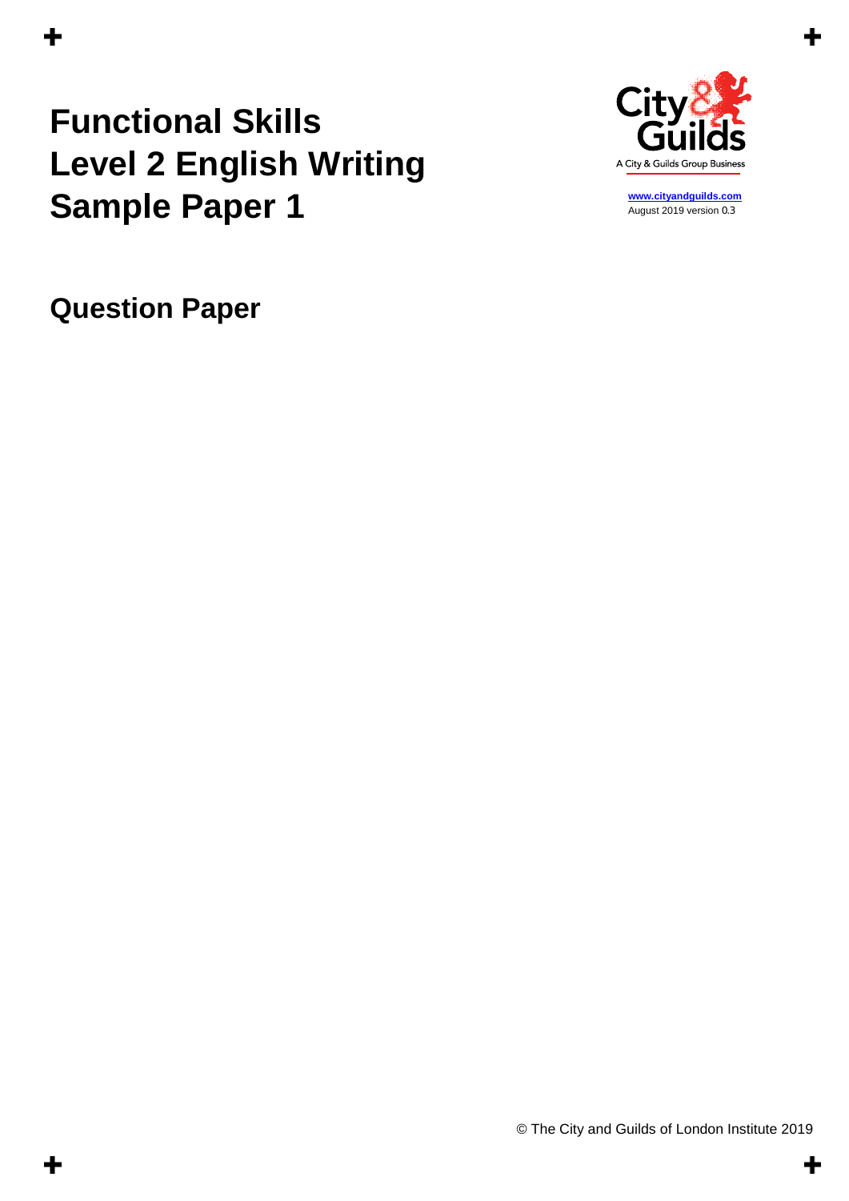# Functional Skills Level 2 English Writing Sample Paper 1

City & Guilds
A City & Guilds Group Business

www.cityandguilds.com
August 2019 version 0.3

## Question Paper

© The City and Guilds of London Institute 2019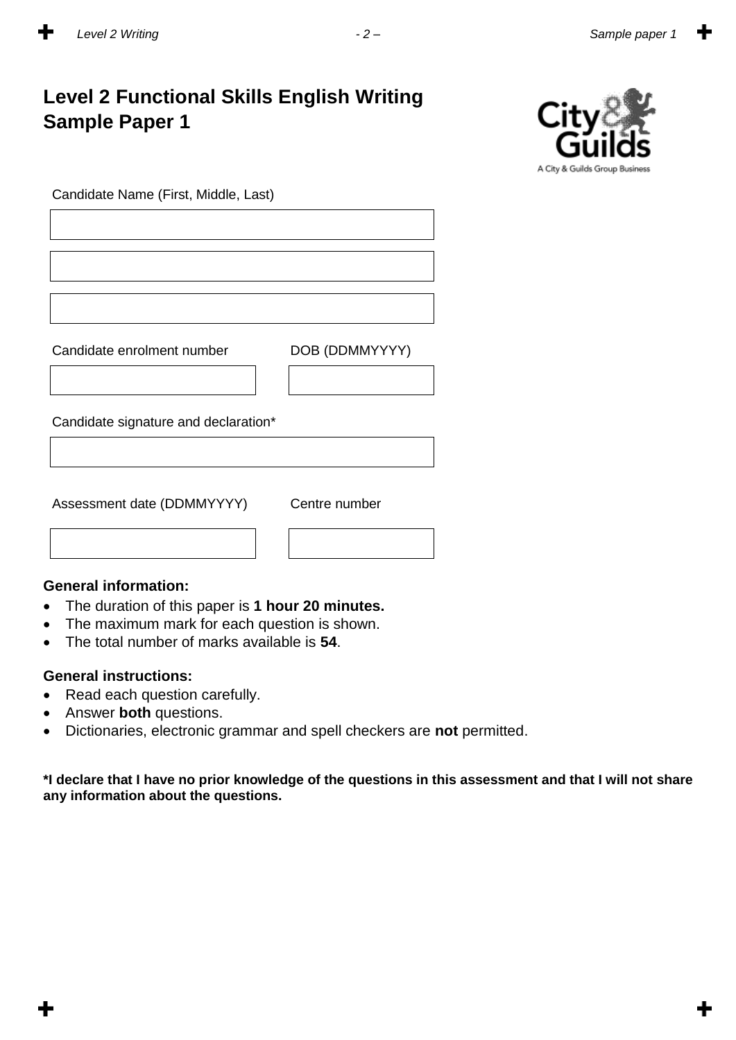# Level 2 Functional Skills English Writing Sample Paper 1

Candidate Name (First, Middle, Last)

Candidate enrolment number

DOB (DDMMYYYY)

Candidate signature and declaration*

Assessment date (DDMMYYYY)

Centre number

**General information:**

- The duration of this paper is **1 hour 20 minutes.**
- The maximum mark for each question is shown.
- The total number of marks available is **54**.

**General instructions:**

- Read each question carefully.
- Answer **both** questions.
- Dictionaries, electronic grammar and spell checkers are **not** permitted.

**\*I declare that I have no prior knowledge of the questions in this assessment and that I will not share any information about the questions.**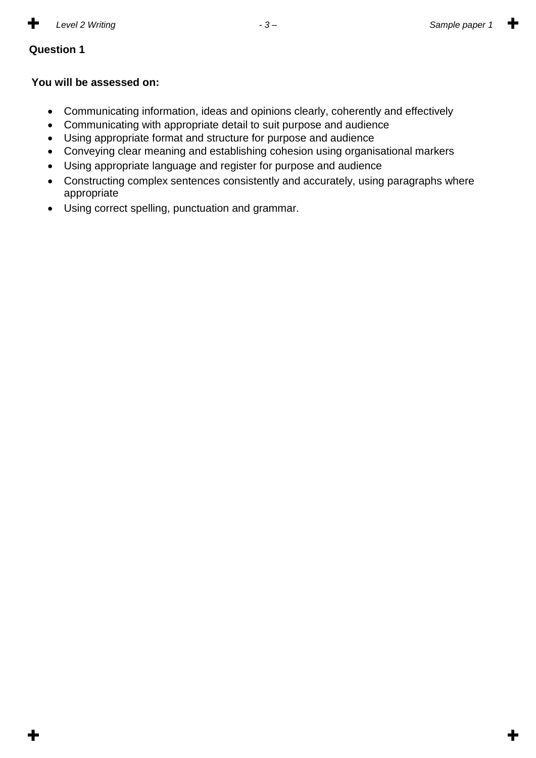**Question 1**

**You will be assessed on:**

- Communicating information, ideas and opinions clearly, coherently and effectively
- Communicating with appropriate detail to suit purpose and audience
- Using appropriate format and structure for purpose and audience
- Conveying clear meaning and establishing cohesion using organisational markers
- Using appropriate language and register for purpose and audience
- Constructing complex sentences consistently and accurately, using paragraphs where appropriate
- Using correct spelling, punctuation and grammar.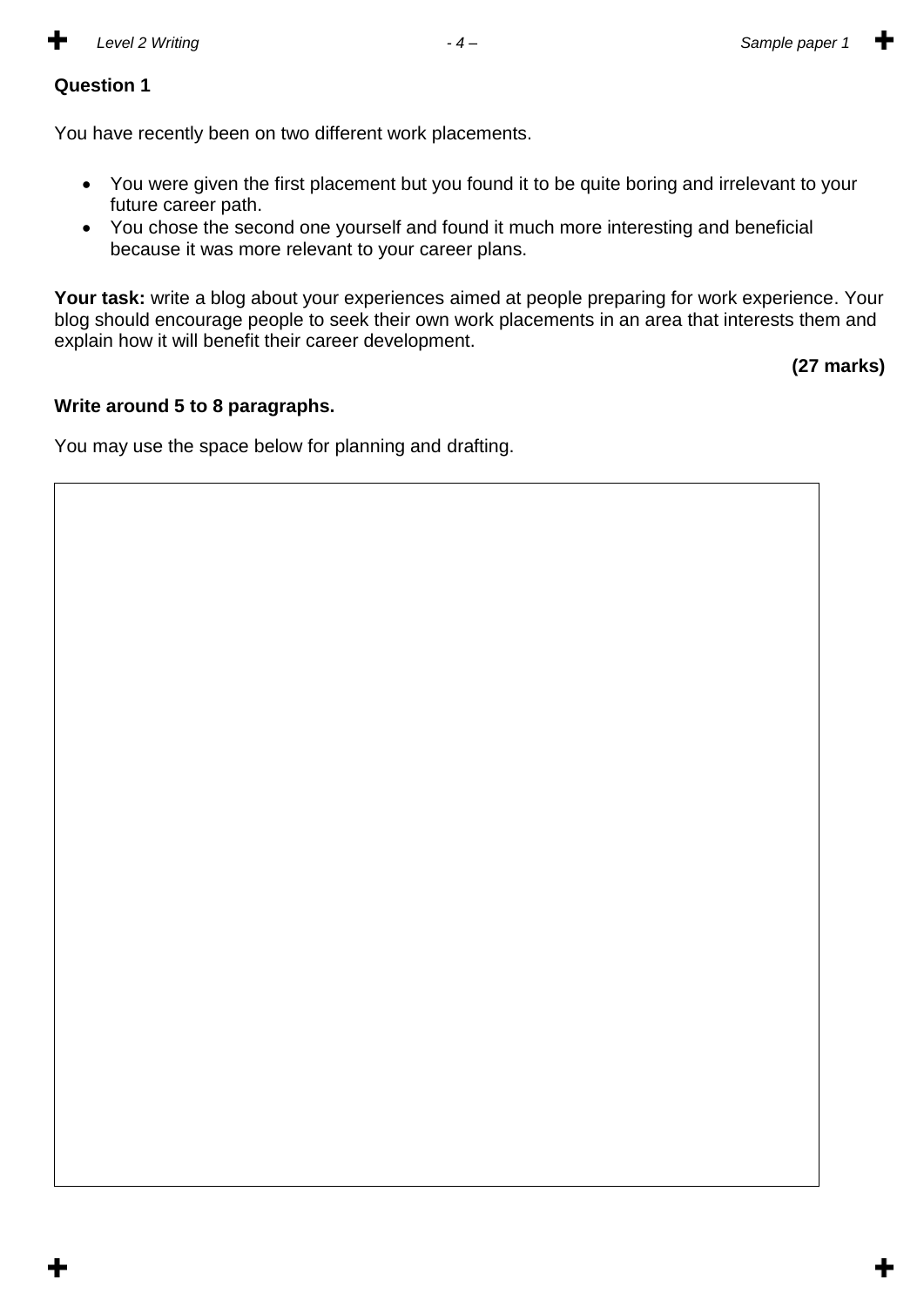**Question 1**

You have recently been on two different work placements.

- You were given the first placement but you found it to be quite boring and irrelevant to your future career path.
- You chose the second one yourself and found it much more interesting and beneficial because it was more relevant to your career plans.

**Your task:** write a blog about your experiences aimed at people preparing for work experience. Your blog should encourage people to seek their own work placements in an area that interests them and explain how it will benefit their career development.

**(27 marks)**

**Write around 5 to 8 paragraphs.**

You may use the space below for planning and drafting.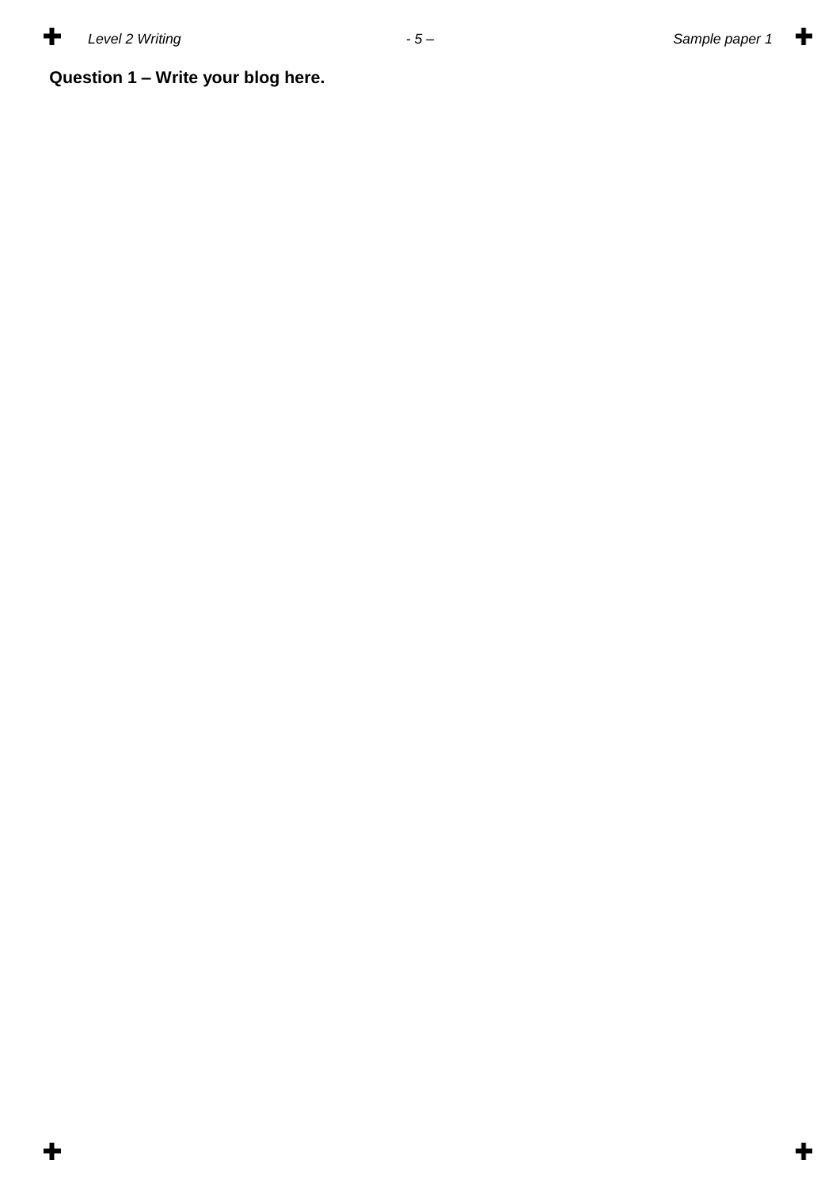**Question 1 – Write your blog here.**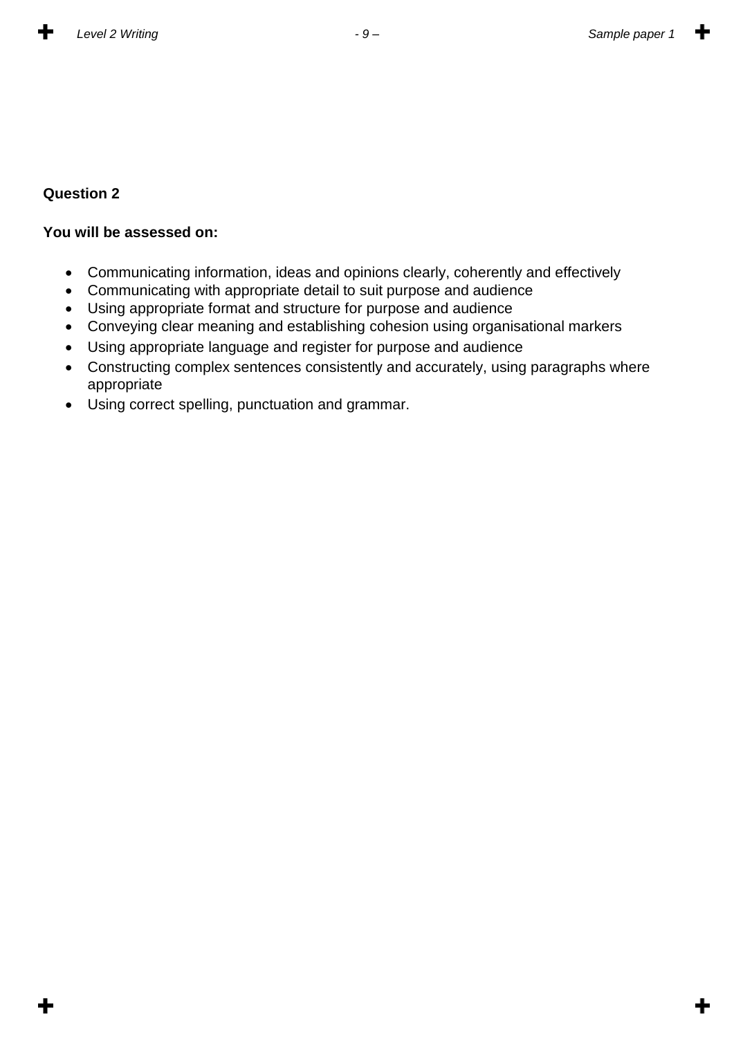**Question 2**

**You will be assessed on:**

- Communicating information, ideas and opinions clearly, coherently and effectively
- Communicating with appropriate detail to suit purpose and audience
- Using appropriate format and structure for purpose and audience
- Conveying clear meaning and establishing cohesion using organisational markers
- Using appropriate language and register for purpose and audience
- Constructing complex sentences consistently and accurately, using paragraphs where appropriate
- Using correct spelling, punctuation and grammar.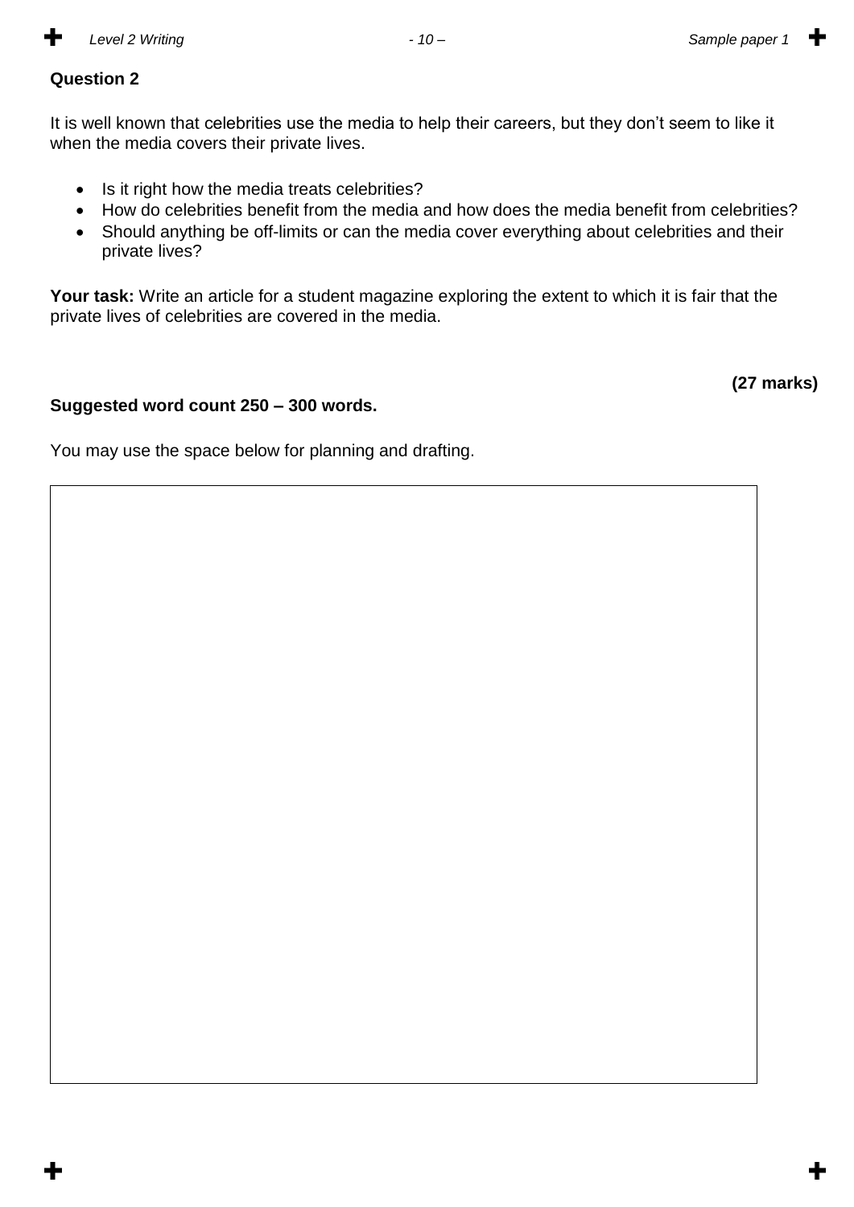**Question 2**

It is well known that celebrities use the media to help their careers, but they don't seem to like it when the media covers their private lives.

- Is it right how the media treats celebrities?
- How do celebrities benefit from the media and how does the media benefit from celebrities?
- Should anything be off-limits or can the media cover everything about celebrities and their private lives?

**Your task:** Write an article for a student magazine exploring the extent to which it is fair that the private lives of celebrities are covered in the media.

**(27 marks)**

**Suggested word count 250 – 300 words.**

You may use the space below for planning and drafting.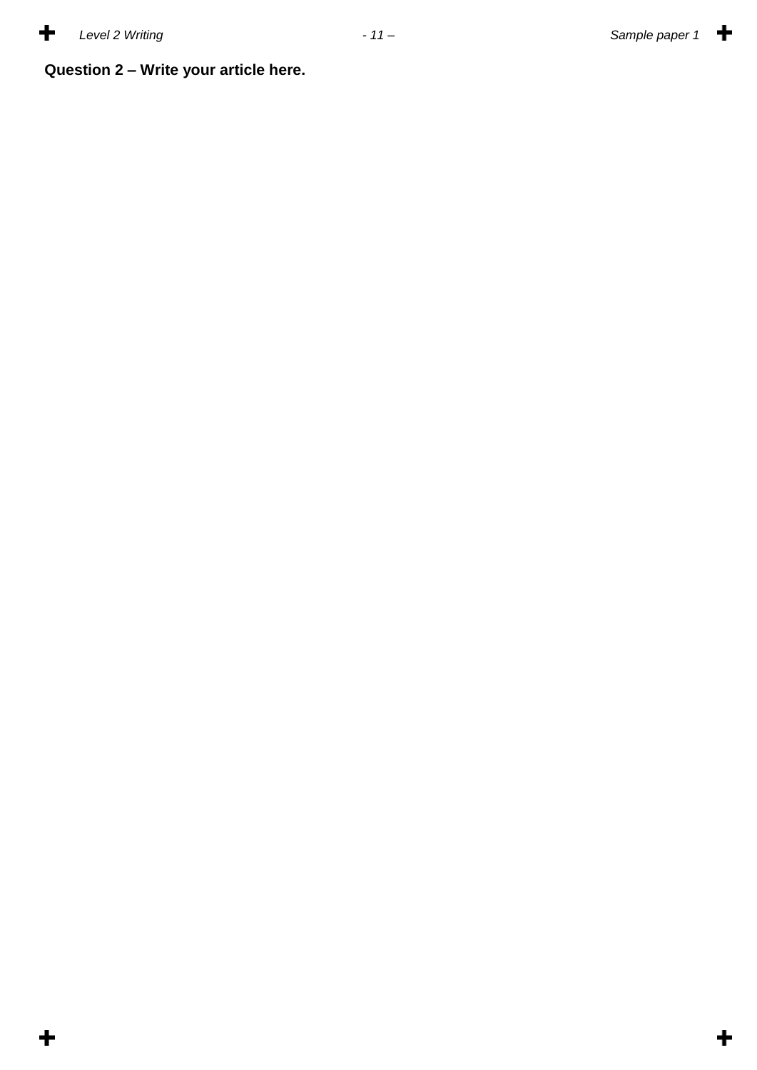**Question 2 – Write your article here.**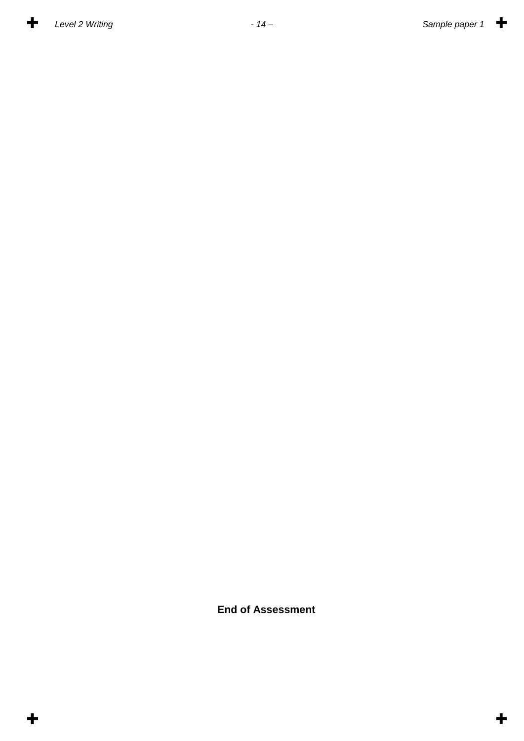**End of Assessment**